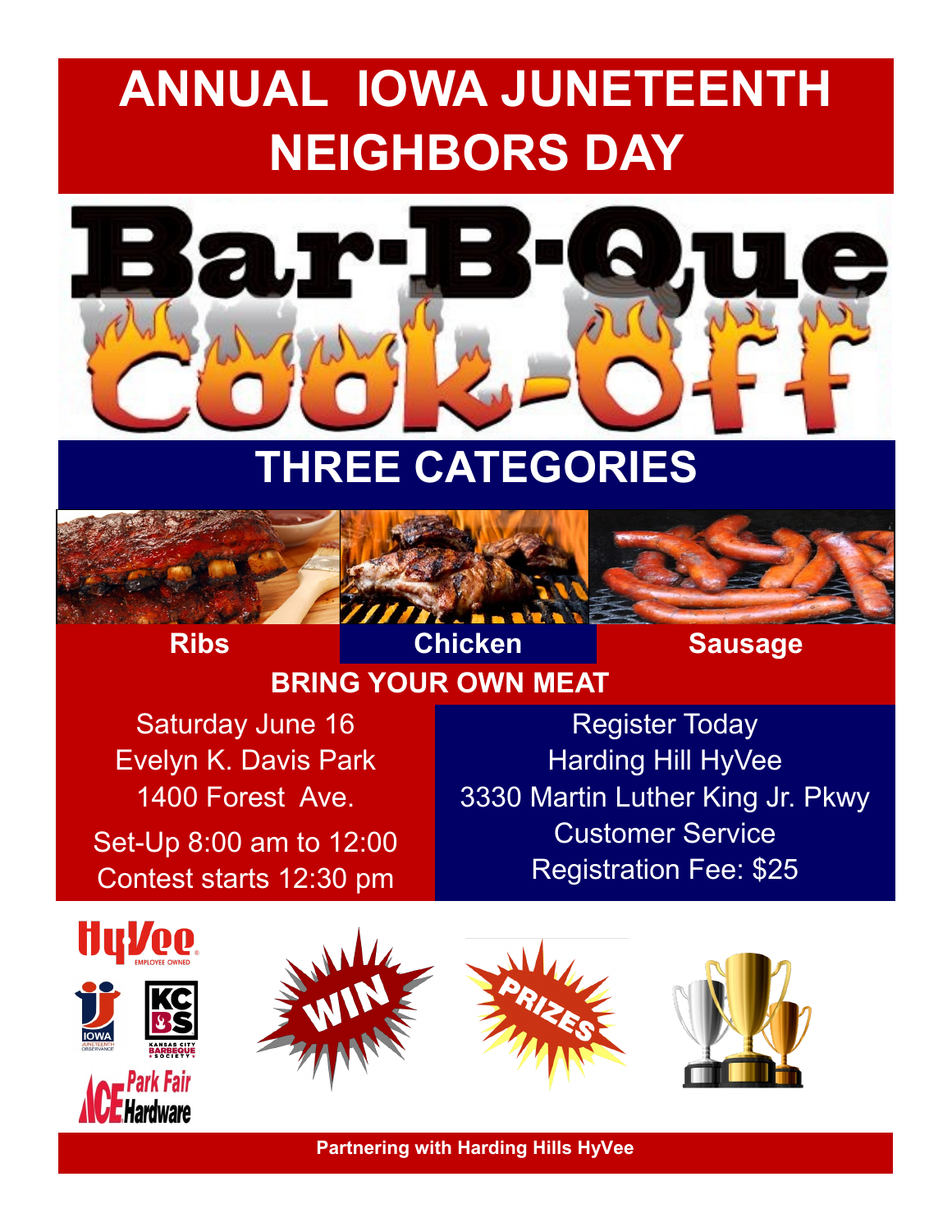# ANNUAL IOWA JUNETEENTH NEIGHBORS DAY

## Bar-B-Que Cook-Off

## THREE CATEGORIES

**Ribs** | **Chicken** | **Sausage**

**BRING YOUR OWN MEAT**

Saturday June 16
Evelyn K. Davis Park
1400 Forest Ave.
Set-Up 8:00 am to 12:00
Contest starts 12:30 pm

Register Today
Harding Hill HyVee
3330 Martin Luther King Jr. Pkwy
Customer Service
Registration Fee: $25

HyVee EMPLOYEE OWNED

IOWA JUNETEENTH OBSERVANCE

KCBS KANSAS CITY BARBEQUE SOCIETY

ACE Park Fair Hardware

WIN

PRIZES

**Partnering with Harding Hills HyVee**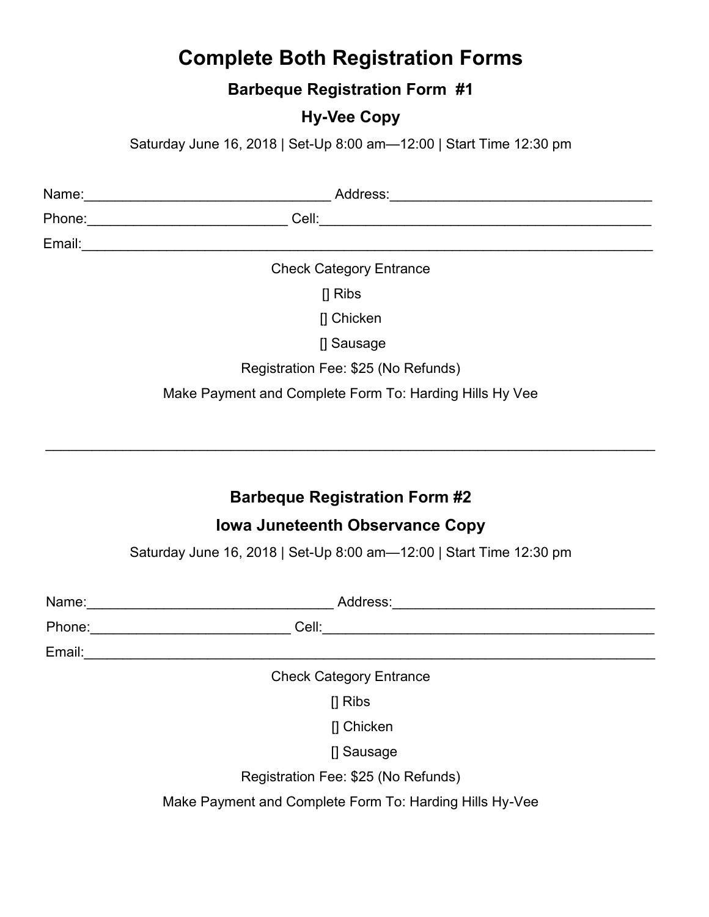# Complete Both Registration Forms

## Barbeque Registration Form #1

## Hy-Vee Copy

Saturday June 16, 2018 | Set-Up 8:00 am—12:00 | Start Time 12:30 pm

Name:________________________________ Address:__________________________________

Phone:__________________________ Cell:___________________________________________

Email:___________________________________________________________________________

Check Category Entrance

[] Ribs

[] Chicken

[] Sausage

Registration Fee: $25 (No Refunds)

Make Payment and Complete Form To: Harding Hills Hy Vee

---

## Barbeque Registration Form #2

## Iowa Juneteenth Observance Copy

Saturday June 16, 2018 | Set-Up 8:00 am—12:00 | Start Time 12:30 pm

Name:________________________________ Address:__________________________________

Phone:__________________________ Cell:___________________________________________

Email:___________________________________________________________________________

Check Category Entrance

[] Ribs

[] Chicken

[] Sausage

Registration Fee: $25 (No Refunds)

Make Payment and Complete Form To: Harding Hills Hy-Vee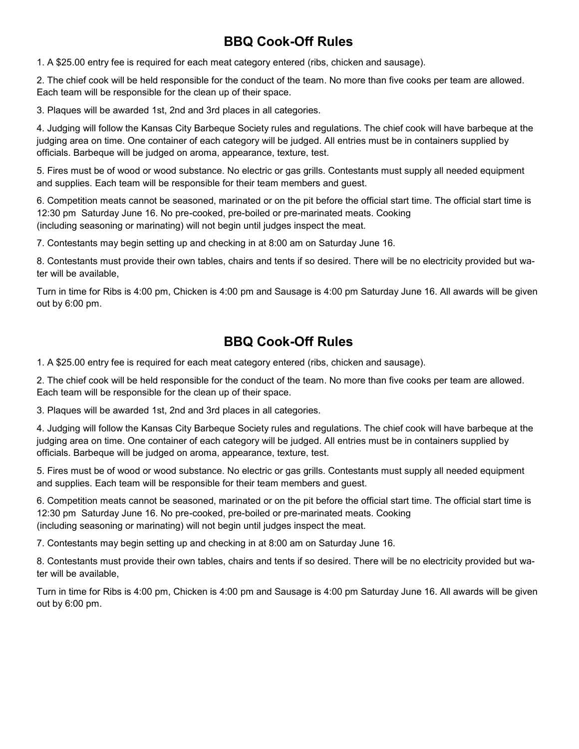## BBQ Cook-Off Rules

1. A $25.00 entry fee is required for each meat category entered (ribs, chicken and sausage).

2. The chief cook will be held responsible for the conduct of the team. No more than five cooks per team are allowed. Each team will be responsible for the clean up of their space.

3. Plaques will be awarded 1st, 2nd and 3rd places in all categories.

4. Judging will follow the Kansas City Barbeque Society rules and regulations. The chief cook will have barbeque at the judging area on time. One container of each category will be judged. All entries must be in containers supplied by officials. Barbeque will be judged on aroma, appearance, texture, test.

5. Fires must be of wood or wood substance. No electric or gas grills. Contestants must supply all needed equipment and supplies. Each team will be responsible for their team members and guest.

6. Competition meats cannot be seasoned, marinated or on the pit before the official start time. The official start time is 12:30 pm Saturday June 16. No pre-cooked, pre-boiled or pre-marinated meats. Cooking (including seasoning or marinating) will not begin until judges inspect the meat.

7. Contestants may begin setting up and checking in at 8:00 am on Saturday June 16.

8. Contestants must provide their own tables, chairs and tents if so desired. There will be no electricity provided but water will be available,

Turn in time for Ribs is 4:00 pm, Chicken is 4:00 pm and Sausage is 4:00 pm Saturday June 16. All awards will be given out by 6:00 pm.

## BBQ Cook-Off Rules

1. A $25.00 entry fee is required for each meat category entered (ribs, chicken and sausage).

2. The chief cook will be held responsible for the conduct of the team. No more than five cooks per team are allowed. Each team will be responsible for the clean up of their space.

3. Plaques will be awarded 1st, 2nd and 3rd places in all categories.

4. Judging will follow the Kansas City Barbeque Society rules and regulations. The chief cook will have barbeque at the judging area on time. One container of each category will be judged. All entries must be in containers supplied by officials. Barbeque will be judged on aroma, appearance, texture, test.

5. Fires must be of wood or wood substance. No electric or gas grills. Contestants must supply all needed equipment and supplies. Each team will be responsible for their team members and guest.

6. Competition meats cannot be seasoned, marinated or on the pit before the official start time. The official start time is 12:30 pm Saturday June 16. No pre-cooked, pre-boiled or pre-marinated meats. Cooking (including seasoning or marinating) will not begin until judges inspect the meat.

7. Contestants may begin setting up and checking in at 8:00 am on Saturday June 16.

8. Contestants must provide their own tables, chairs and tents if so desired. There will be no electricity provided but water will be available,

Turn in time for Ribs is 4:00 pm, Chicken is 4:00 pm and Sausage is 4:00 pm Saturday June 16. All awards will be given out by 6:00 pm.